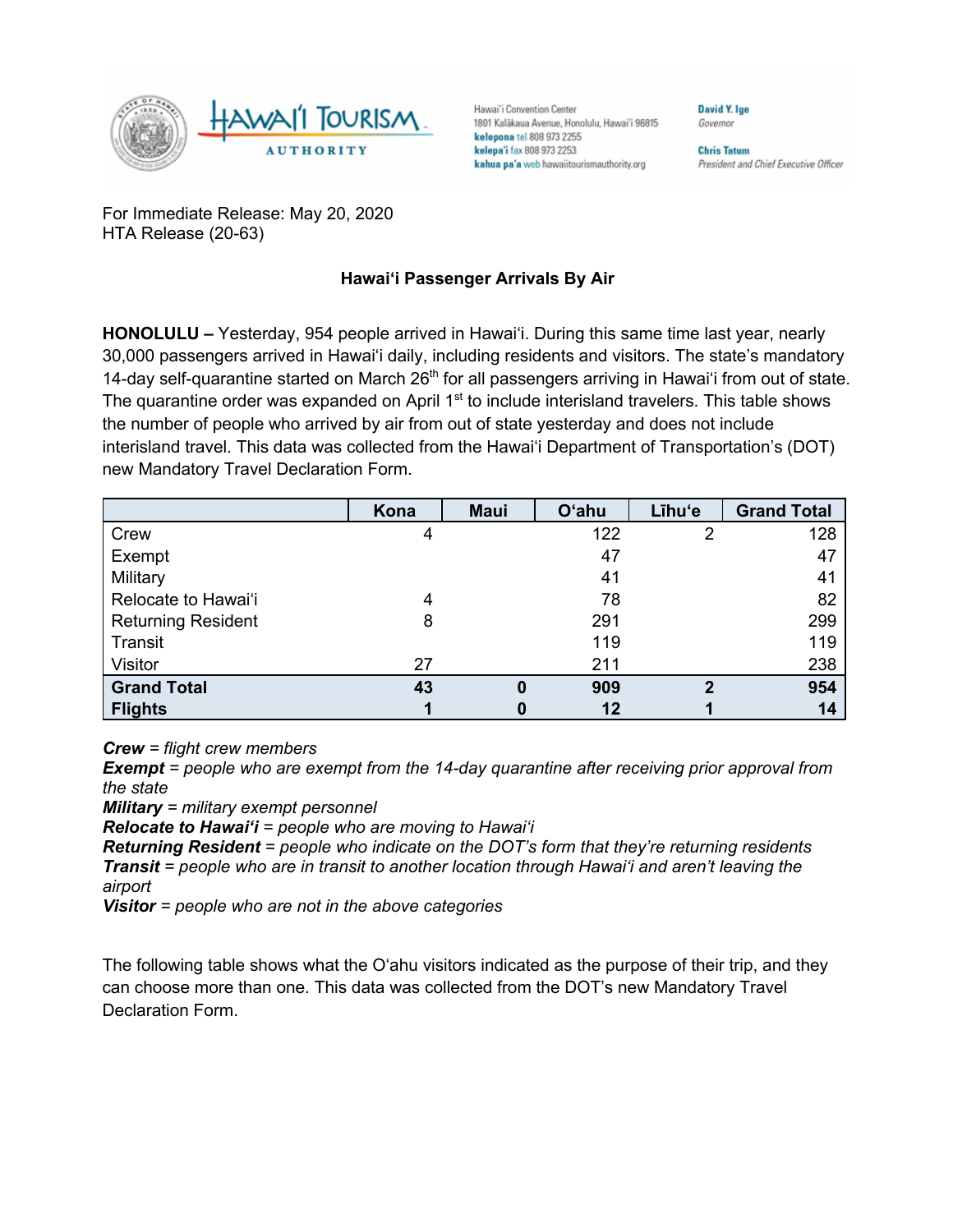Hawai'i Convention Center
1801 Kalākaua Avenue, Honolulu, Hawai'i 96815
**kelepona** tel 808 973 2255
**kelepa'i** fax 808 973 2253
**kahua pa'a** web hawaiitourismauthority.org

**David Y. Ige**
*Governor*

**Chris Tatum**
*President and Chief Executive Officer*

For Immediate Release: May 20, 2020
HTA Release (20-63)

## Hawaiʻi Passenger Arrivals By Air

**HONOLULU –** Yesterday, 954 people arrived in Hawaiʻi. During this same time last year, nearly 30,000 passengers arrived in Hawaiʻi daily, including residents and visitors. The state's mandatory 14-day self-quarantine started on March 26th for all passengers arriving in Hawaiʻi from out of state. The quarantine order was expanded on April 1st to include interisland travelers. This table shows the number of people who arrived by air from out of state yesterday and does not include interisland travel. This data was collected from the Hawaiʻi Department of Transportation's (DOT) new Mandatory Travel Declaration Form.

| | Kona | Maui | Oʻahu | Līhuʻe | Grand Total |
|---|---|---|---|---|---|
| Crew | 4 | | 122 | 2 | 128 |
| Exempt | | | 47 | | 47 |
| Military | | | 41 | | 41 |
| Relocate to Hawaiʻi | 4 | | 78 | | 82 |
| Returning Resident | 8 | | 291 | | 299 |
| Transit | | | 119 | | 119 |
| Visitor | 27 | | 211 | | 238 |
| **Grand Total** | **43** | **0** | **909** | **2** | **954** |
| **Flights** | **1** | **0** | **12** | **1** | **14** |

***Crew*** *= flight crew members*
***Exempt*** *= people who are exempt from the 14-day quarantine after receiving prior approval from the state*
***Military*** *= military exempt personnel*
***Relocate to Hawaiʻi*** *= people who are moving to Hawaiʻi*
***Returning Resident*** *= people who indicate on the DOT's form that they're returning residents*
***Transit*** *= people who are in transit to another location through Hawaiʻi and aren't leaving the airport*
***Visitor*** *= people who are not in the above categories*

The following table shows what the Oʻahu visitors indicated as the purpose of their trip, and they can choose more than one. This data was collected from the DOT's new Mandatory Travel Declaration Form.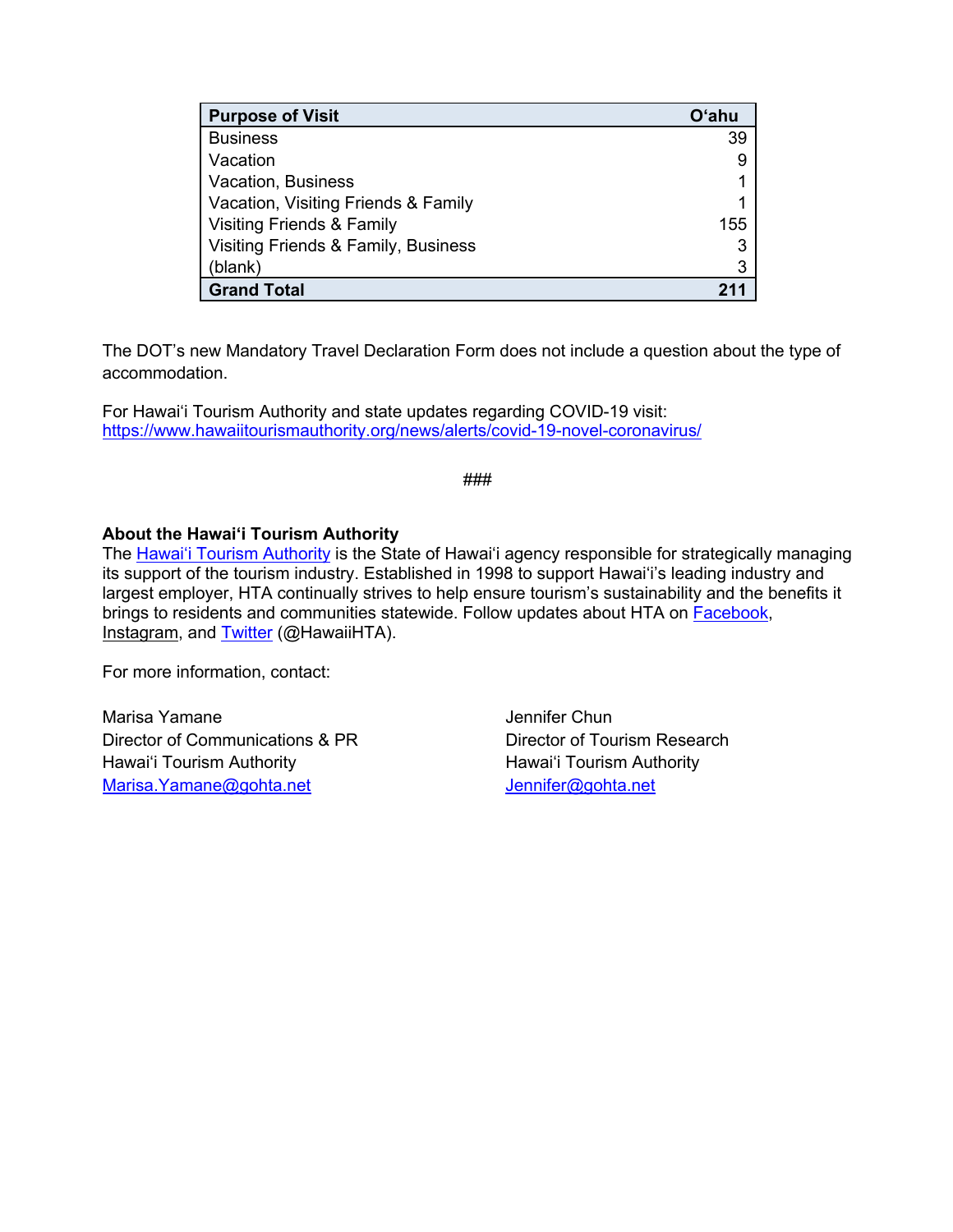| Purpose of Visit | O‘ahu |
|---|---|
| Business | 39 |
| Vacation | 9 |
| Vacation, Business | 1 |
| Vacation, Visiting Friends & Family | 1 |
| Visiting Friends & Family | 155 |
| Visiting Friends & Family, Business | 3 |
| (blank) | 3 |
| **Grand Total** | **211** |

The DOT’s new Mandatory Travel Declaration Form does not include a question about the type of accommodation.

For Hawai‘i Tourism Authority and state updates regarding COVID-19 visit:
https://www.hawaiitourismauthority.org/news/alerts/covid-19-novel-coronavirus/

###

**About the Hawai‘i Tourism Authority**

The Hawai‘i Tourism Authority is the State of Hawai‘i agency responsible for strategically managing its support of the tourism industry. Established in 1998 to support Hawai‘i’s leading industry and largest employer, HTA continually strives to help ensure tourism’s sustainability and the benefits it brings to residents and communities statewide. Follow updates about HTA on Facebook, Instagram, and Twitter (@HawaiiHTA).

For more information, contact:

Marisa Yamane
Director of Communications & PR
Hawai‘i Tourism Authority
Marisa.Yamane@gohta.net

Jennifer Chun
Director of Tourism Research
Hawai‘i Tourism Authority
Jennifer@gohta.net